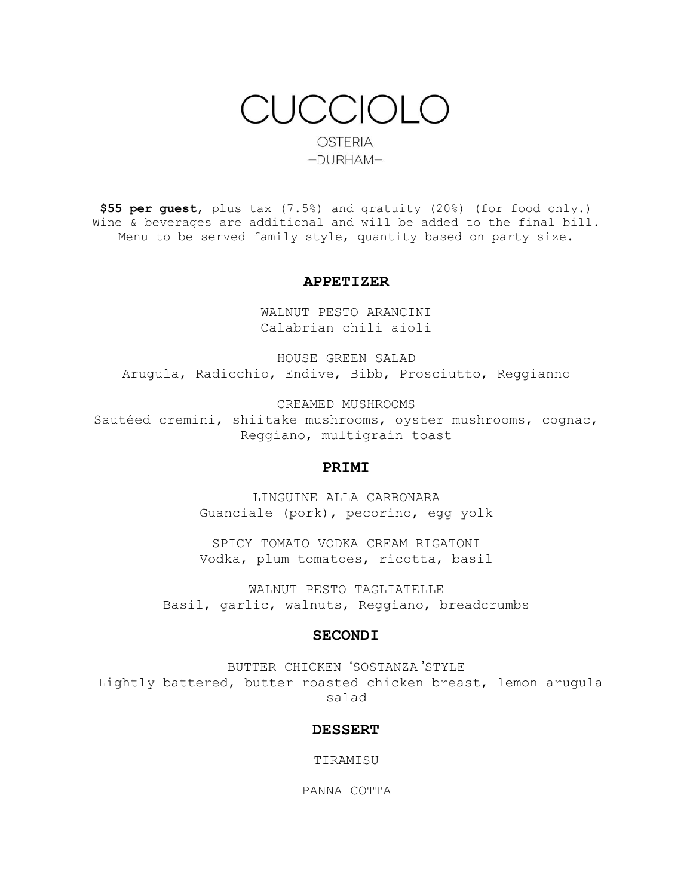# CUCCIOLO

OSTERIA

—DURHAM—

**$55 per guest**, plus tax (7.5%) and gratuity (20%) (for food only.)
Wine & beverages are additional and will be added to the final bill.
Menu to be served family style, quantity based on party size.

## APPETIZER

WALNUT PESTO ARANCINI
Calabrian chili aioli

HOUSE GREEN SALAD
Arugula, Radicchio, Endive, Bibb, Prosciutto, Reggianno

CREAMED MUSHROOMS
Sautéed cremini, shiitake mushrooms, oyster mushrooms, cognac, Reggiano, multigrain toast

## PRIMI

LINGUINE ALLA CARBONARA
Guanciale (pork), pecorino, egg yolk

SPICY TOMATO VODKA CREAM RIGATONI
Vodka, plum tomatoes, ricotta, basil

WALNUT PESTO TAGLIATELLE
Basil, garlic, walnuts, Reggiano, breadcrumbs

## SECONDI

BUTTER CHICKEN ‘SOSTANZA’STYLE
Lightly battered, butter roasted chicken breast, lemon arugula salad

## DESSERT

TIRAMISU

PANNA COTTA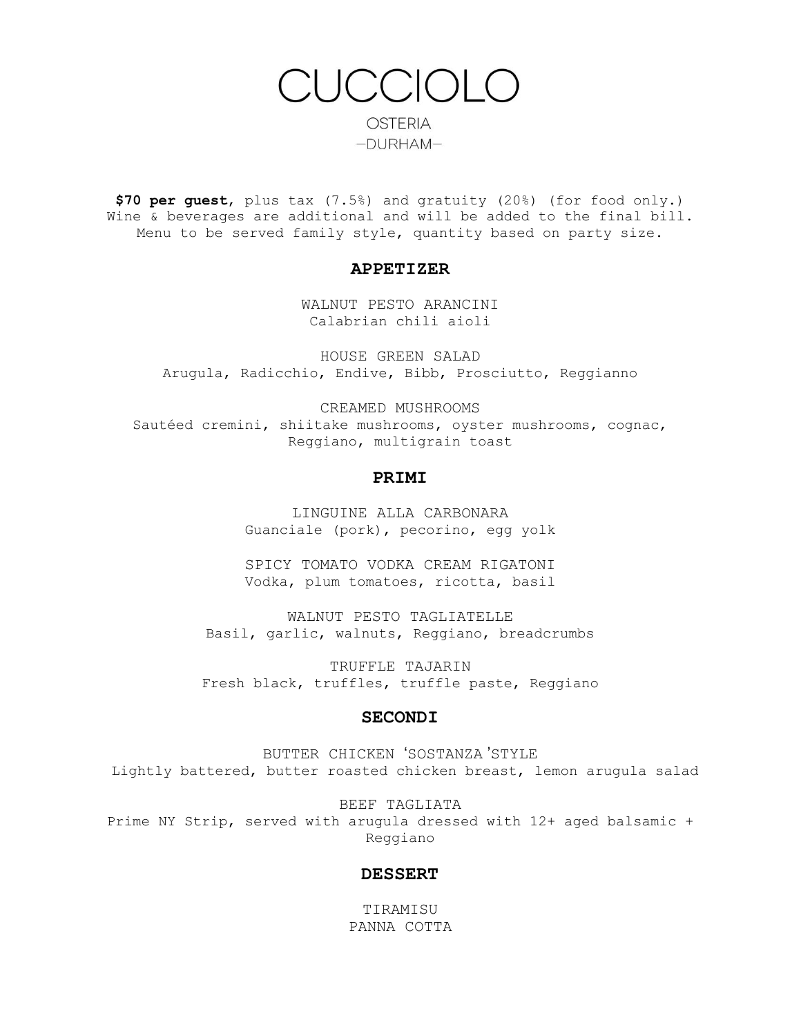# CUCCIOLO

OSTERIA

—DURHAM—

**$70 per guest**, plus tax (7.5%) and gratuity (20%) (for food only.)
Wine & beverages are additional and will be added to the final bill.
Menu to be served family style, quantity based on party size.

## APPETIZER

WALNUT PESTO ARANCINI
Calabrian chili aioli

HOUSE GREEN SALAD
Arugula, Radicchio, Endive, Bibb, Prosciutto, Reggianno

CREAMED MUSHROOMS
Sautéed cremini, shiitake mushrooms, oyster mushrooms, cognac, Reggiano, multigrain toast

## PRIMI

LINGUINE ALLA CARBONARA
Guanciale (pork), pecorino, egg yolk

SPICY TOMATO VODKA CREAM RIGATONI
Vodka, plum tomatoes, ricotta, basil

WALNUT PESTO TAGLIATELLE
Basil, garlic, walnuts, Reggiano, breadcrumbs

TRUFFLE TAJARIN
Fresh black, truffles, truffle paste, Reggiano

## SECONDI

BUTTER CHICKEN 'SOSTANZA'STYLE
Lightly battered, butter roasted chicken breast, lemon arugula salad

BEEF TAGLIATA
Prime NY Strip, served with arugula dressed with 12+ aged balsamic + Reggiano

## DESSERT

TIRAMISU
PANNA COTTA